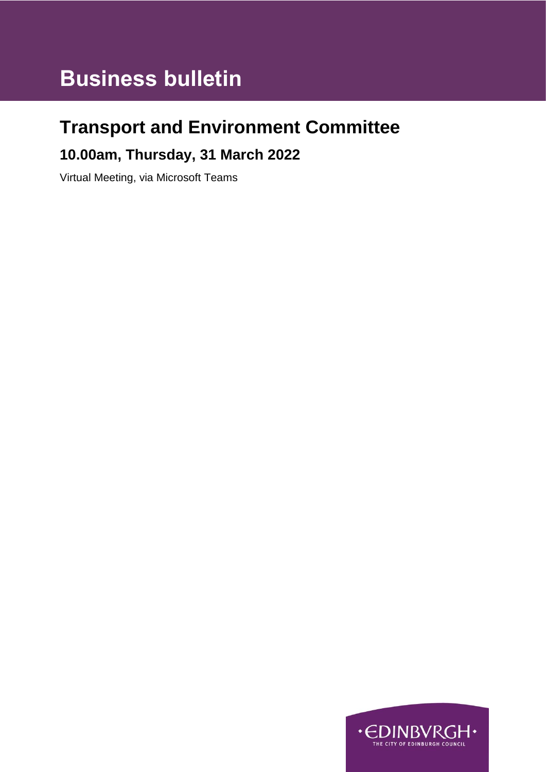# Business bulletin

## Transport and Environment Committee

### 10.00am, Thursday, 31 March 2022

Virtual Meeting, via Microsoft Teams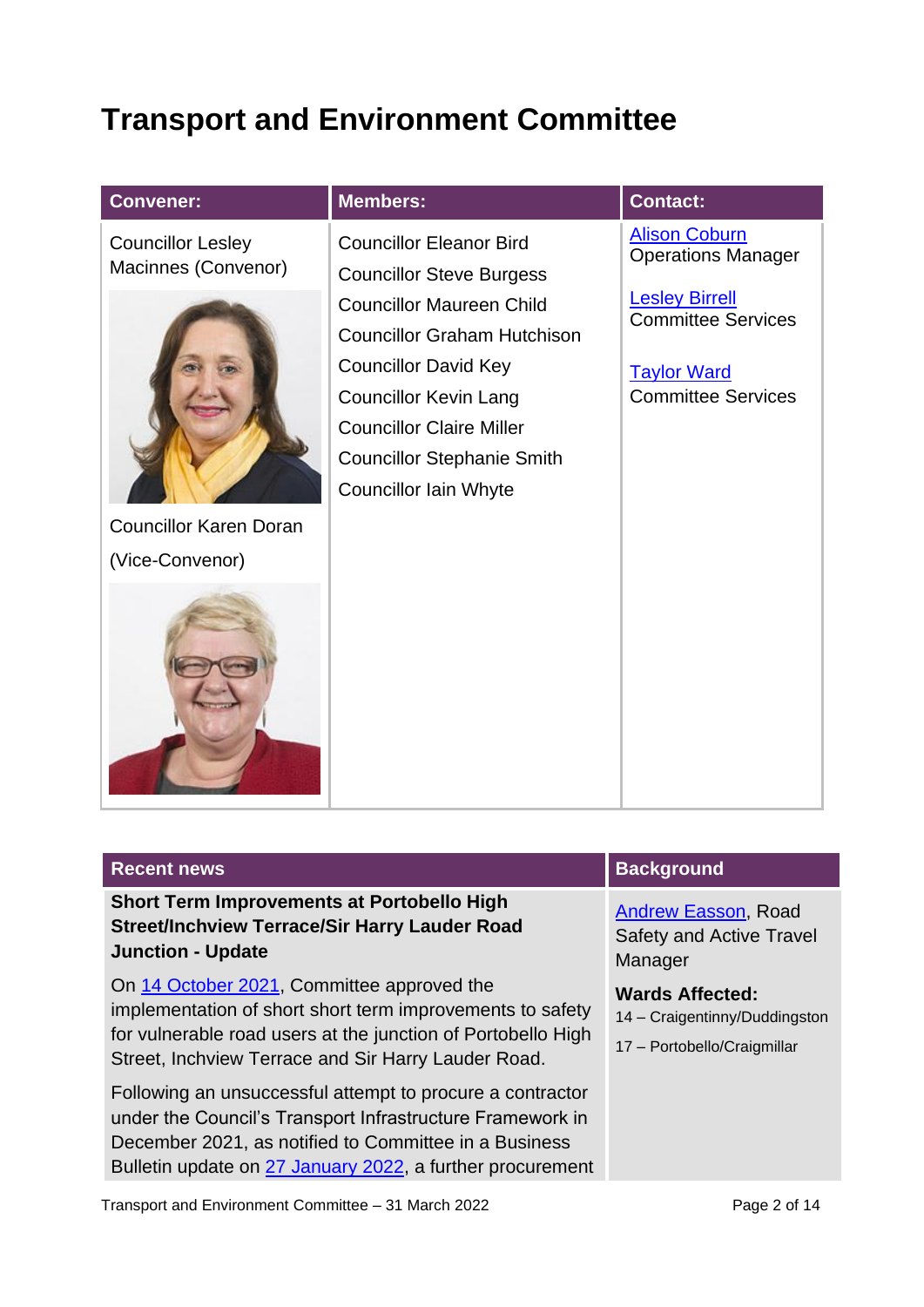# Transport and Environment Committee

| Convener: | Members: | Contact: |
| --- | --- | --- |
| Councillor Lesley Macinnes (Convenor)<br><br>Councillor Karen Doran (Vice-Convenor) | Councillor Eleanor Bird<br>Councillor Steve Burgess<br>Councillor Maureen Child<br>Councillor Graham Hutchison<br>Councillor David Key<br>Councillor Kevin Lang<br>Councillor Claire Miller<br>Councillor Stephanie Smith<br>Councillor Iain Whyte | Alison Coburn<br>Operations Manager<br><br>Lesley Birrell<br>Committee Services<br><br>Taylor Ward<br>Committee Services |

| Recent news | Background |
| --- | --- |
| **Short Term Improvements at Portobello High Street/Inchview Terrace/Sir Harry Lauder Road Junction - Update**<br><br>On 14 October 2021, Committee approved the implementation of short short term improvements to safety for vulnerable road users at the junction of Portobello High Street, Inchview Terrace and Sir Harry Lauder Road.<br><br>Following an unsuccessful attempt to procure a contractor under the Council's Transport Infrastructure Framework in December 2021, as notified to Committee in a Business Bulletin update on 27 January 2022, a further procurement | Andrew Easson, Road Safety and Active Travel Manager<br><br>**Wards Affected:**<br>14 – Craigentinny/Duddingston<br>17 – Portobello/Craigmillar |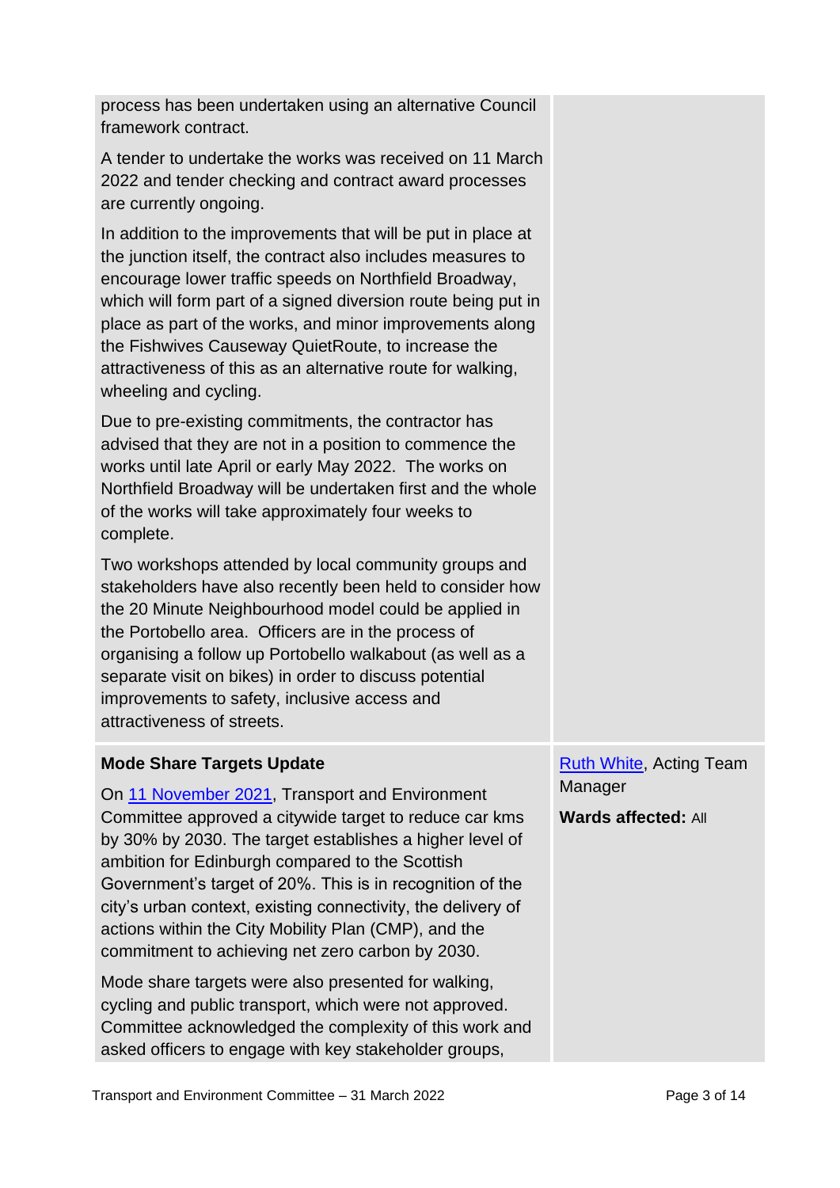| | |
|---|---|
| process has been undertaken using an alternative Council framework contract.<br><br>A tender to undertake the works was received on 11 March 2022 and tender checking and contract award processes are currently ongoing.<br><br>In addition to the improvements that will be put in place at the junction itself, the contract also includes measures to encourage lower traffic speeds on Northfield Broadway, which will form part of a signed diversion route being put in place as part of the works, and minor improvements along the Fishwives Causeway QuietRoute, to increase the attractiveness of this as an alternative route for walking, wheeling and cycling.<br><br>Due to pre-existing commitments, the contractor has advised that they are not in a position to commence the works until late April or early May 2022. The works on Northfield Broadway will be undertaken first and the whole of the works will take approximately four weeks to complete.<br><br>Two workshops attended by local community groups and stakeholders have also recently been held to consider how the 20 Minute Neighbourhood model could be applied in the Portobello area. Officers are in the process of organising a follow up Portobello walkabout (as well as a separate visit on bikes) in order to discuss potential improvements to safety, inclusive access and attractiveness of streets. | |
| **Mode Share Targets Update**<br><br>On 11 November 2021, Transport and Environment Committee approved a citywide target to reduce car kms by 30% by 2030. The target establishes a higher level of ambition for Edinburgh compared to the Scottish Government's target of 20%. This is in recognition of the city's urban context, existing connectivity, the delivery of actions within the City Mobility Plan (CMP), and the commitment to achieving net zero carbon by 2030.<br><br>Mode share targets were also presented for walking, cycling and public transport, which were not approved. Committee acknowledged the complexity of this work and asked officers to engage with key stakeholder groups, | Ruth White, Acting Team Manager<br><br>**Wards affected:** All |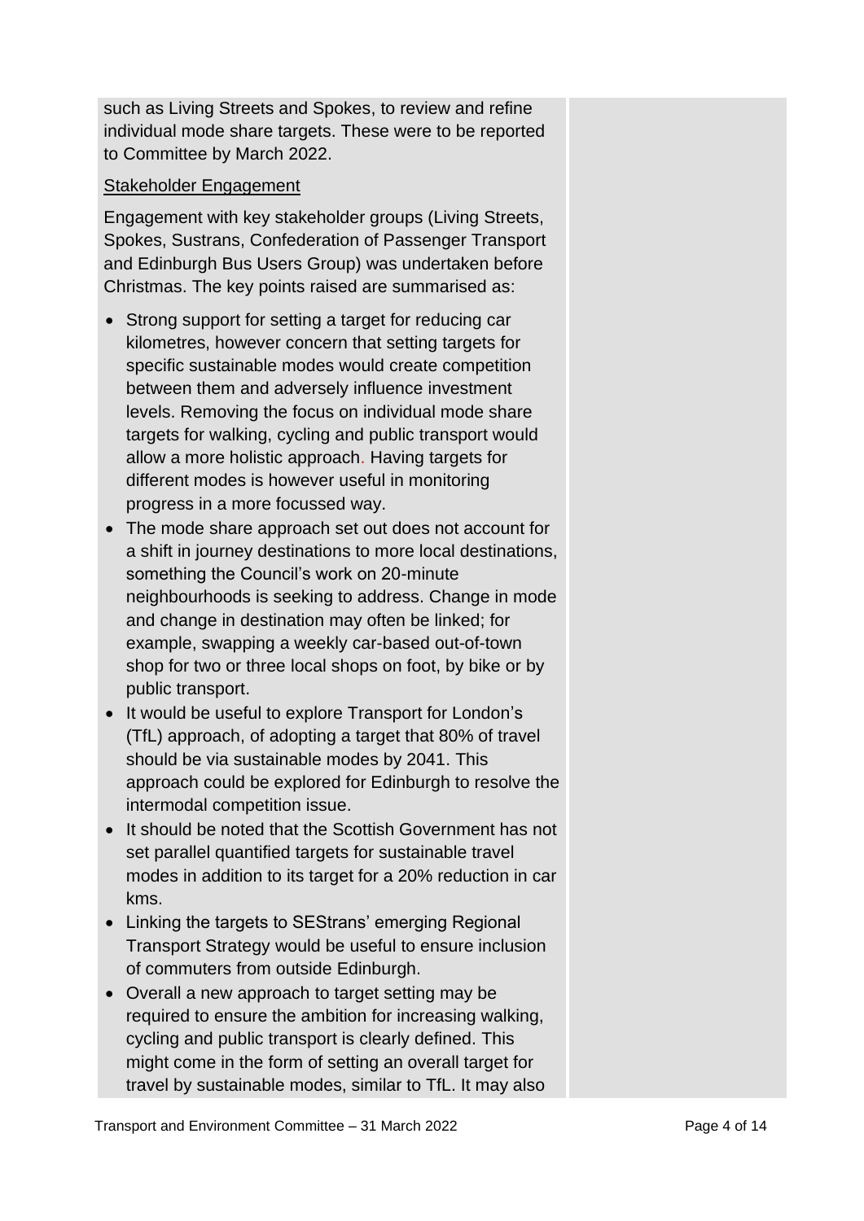such as Living Streets and Spokes, to review and refine individual mode share targets. These were to be reported to Committee by March 2022.

Stakeholder Engagement

Engagement with key stakeholder groups (Living Streets, Spokes, Sustrans, Confederation of Passenger Transport and Edinburgh Bus Users Group) was undertaken before Christmas. The key points raised are summarised as:

- Strong support for setting a target for reducing car kilometres, however concern that setting targets for specific sustainable modes would create competition between them and adversely influence investment levels. Removing the focus on individual mode share targets for walking, cycling and public transport would allow a more holistic approach. Having targets for different modes is however useful in monitoring progress in a more focussed way.
- The mode share approach set out does not account for a shift in journey destinations to more local destinations, something the Council's work on 20-minute neighbourhoods is seeking to address. Change in mode and change in destination may often be linked; for example, swapping a weekly car-based out-of-town shop for two or three local shops on foot, by bike or by public transport.
- It would be useful to explore Transport for London's (TfL) approach, of adopting a target that 80% of travel should be via sustainable modes by 2041. This approach could be explored for Edinburgh to resolve the intermodal competition issue.
- It should be noted that the Scottish Government has not set parallel quantified targets for sustainable travel modes in addition to its target for a 20% reduction in car kms.
- Linking the targets to SEStrans' emerging Regional Transport Strategy would be useful to ensure inclusion of commuters from outside Edinburgh.
- Overall a new approach to target setting may be required to ensure the ambition for increasing walking, cycling and public transport is clearly defined. This might come in the form of setting an overall target for travel by sustainable modes, similar to TfL. It may also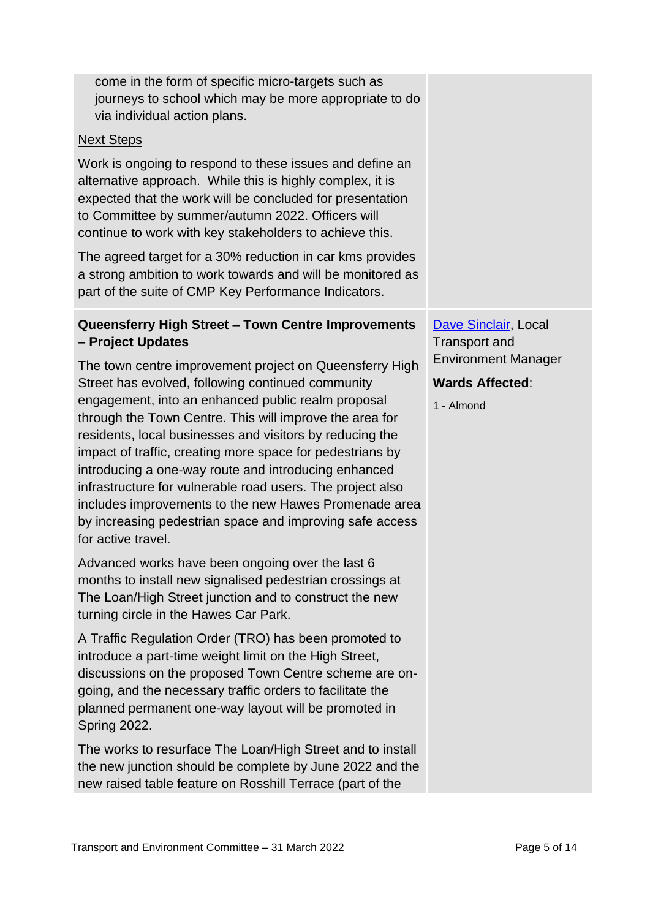| | |
|---|---|
| come in the form of specific micro-targets such as journeys to school which may be more appropriate to do via individual action plans.<br><br>Next Steps<br><br>Work is ongoing to respond to these issues and define an alternative approach. While this is highly complex, it is expected that the work will be concluded for presentation to Committee by summer/autumn 2022. Officers will continue to work with key stakeholders to achieve this.<br><br>The agreed target for a 30% reduction in car kms provides a strong ambition to work towards and will be monitored as part of the suite of CMP Key Performance Indicators. | |
| **Queensferry High Street – Town Centre Improvements – Project Updates**<br><br>The town centre improvement project on Queensferry High Street has evolved, following continued community engagement, into an enhanced public realm proposal through the Town Centre. This will improve the area for residents, local businesses and visitors by reducing the impact of traffic, creating more space for pedestrians by introducing a one-way route and introducing enhanced infrastructure for vulnerable road users. The project also includes improvements to the new Hawes Promenade area by increasing pedestrian space and improving safe access for active travel.<br><br>Advanced works have been ongoing over the last 6 months to install new signalised pedestrian crossings at The Loan/High Street junction and to construct the new turning circle in the Hawes Car Park.<br><br>A Traffic Regulation Order (TRO) has been promoted to introduce a part-time weight limit on the High Street, discussions on the proposed Town Centre scheme are on-going, and the necessary traffic orders to facilitate the planned permanent one-way layout will be promoted in Spring 2022.<br><br>The works to resurface The Loan/High Street and to install the new junction should be complete by June 2022 and the new raised table feature on Rosshill Terrace (part of the | Dave Sinclair, Local Transport and Environment Manager<br><br>**Wards Affected**:<br><br>1 - Almond |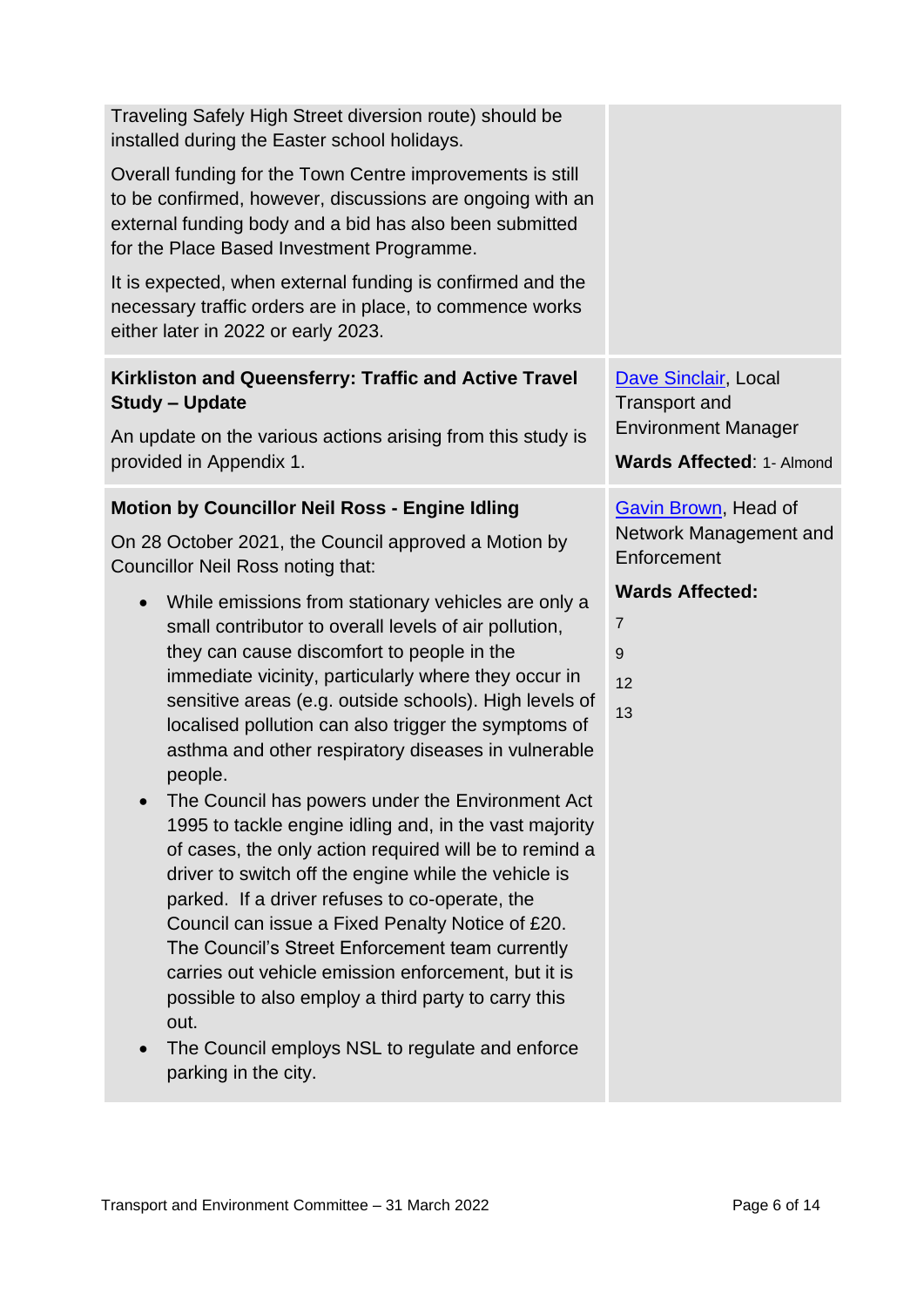| | |
|---|---|
| Traveling Safely High Street diversion route) should be installed during the Easter school holidays.<br><br>Overall funding for the Town Centre improvements is still to be confirmed, however, discussions are ongoing with an external funding body and a bid has also been submitted for the Place Based Investment Programme.<br><br>It is expected, when external funding is confirmed and the necessary traffic orders are in place, to commence works either later in 2022 or early 2023. | |
| **Kirkliston and Queensferry: Traffic and Active Travel Study – Update**<br><br>An update on the various actions arising from this study is provided in Appendix 1. | Dave Sinclair, Local Transport and Environment Manager<br><br>**Wards Affected**: 1- Almond |
| **Motion by Councillor Neil Ross - Engine Idling**<br><br>On 28 October 2021, the Council approved a Motion by Councillor Neil Ross noting that:<br><br>• While emissions from stationary vehicles are only a small contributor to overall levels of air pollution, they can cause discomfort to people in the immediate vicinity, particularly where they occur in sensitive areas (e.g. outside schools). High levels of localised pollution can also trigger the symptoms of asthma and other respiratory diseases in vulnerable people.<br>• The Council has powers under the Environment Act 1995 to tackle engine idling and, in the vast majority of cases, the only action required will be to remind a driver to switch off the engine while the vehicle is parked. If a driver refuses to co-operate, the Council can issue a Fixed Penalty Notice of £20. The Council's Street Enforcement team currently carries out vehicle emission enforcement, but it is possible to also employ a third party to carry this out.<br>• The Council employs NSL to regulate and enforce parking in the city. | Gavin Brown, Head of Network Management and Enforcement<br><br>**Wards Affected:**<br><br>7<br><br>9<br><br>12<br><br>13 |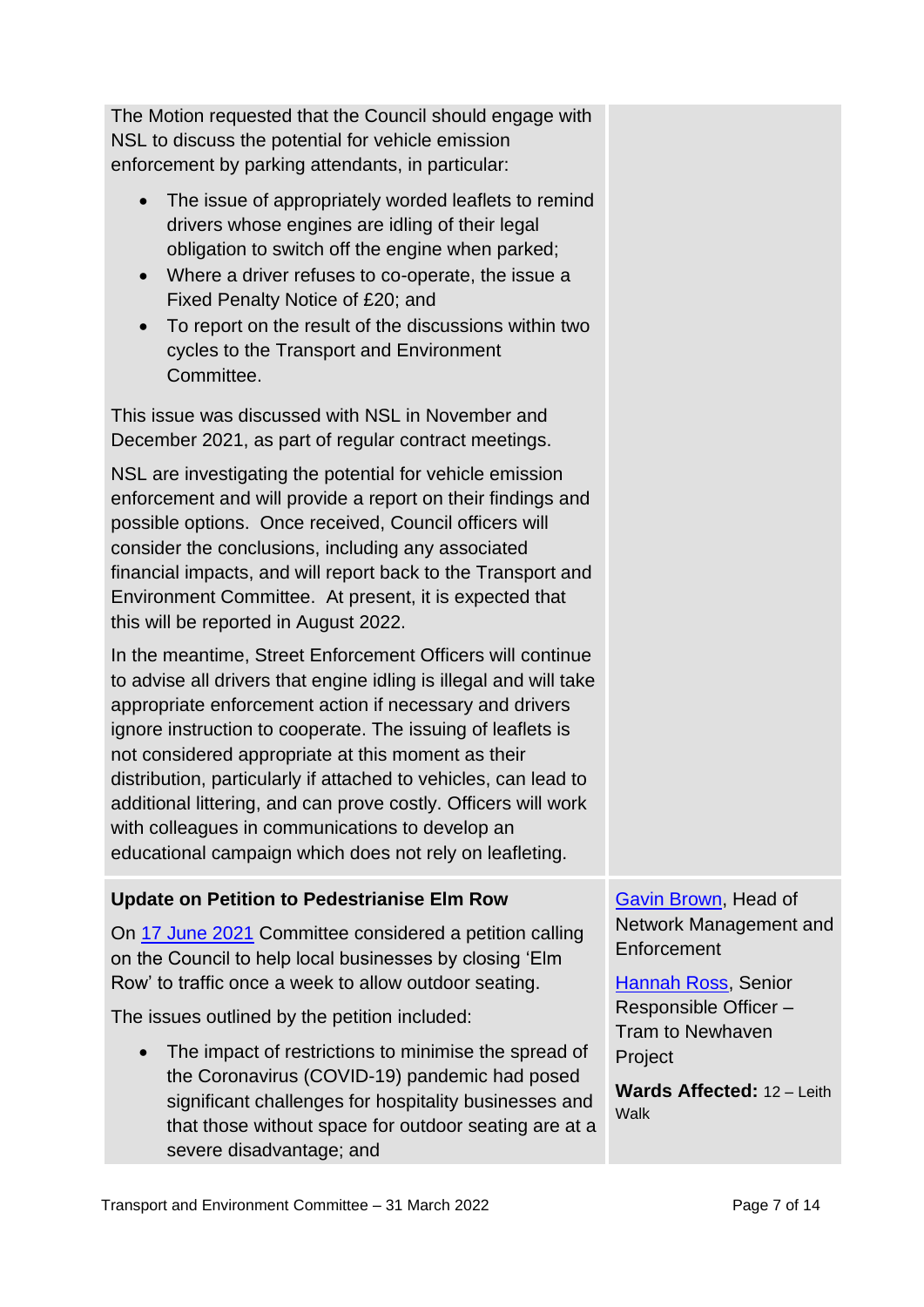The Motion requested that the Council should engage with NSL to discuss the potential for vehicle emission enforcement by parking attendants, in particular:

- The issue of appropriately worded leaflets to remind drivers whose engines are idling of their legal obligation to switch off the engine when parked;
- Where a driver refuses to co-operate, the issue a Fixed Penalty Notice of £20; and
- To report on the result of the discussions within two cycles to the Transport and Environment Committee.

This issue was discussed with NSL in November and December 2021, as part of regular contract meetings.

NSL are investigating the potential for vehicle emission enforcement and will provide a report on their findings and possible options. Once received, Council officers will consider the conclusions, including any associated financial impacts, and will report back to the Transport and Environment Committee. At present, it is expected that this will be reported in August 2022.

In the meantime, Street Enforcement Officers will continue to advise all drivers that engine idling is illegal and will take appropriate enforcement action if necessary and drivers ignore instruction to cooperate. The issuing of leaflets is not considered appropriate at this moment as their distribution, particularly if attached to vehicles, can lead to additional littering, and can prove costly. Officers will work with colleagues in communications to develop an educational campaign which does not rely on leafleting.

**Update on Petition to Pedestrianise Elm Row**

On 17 June 2021 Committee considered a petition calling on the Council to help local businesses by closing 'Elm Row' to traffic once a week to allow outdoor seating.

The issues outlined by the petition included:

- The impact of restrictions to minimise the spread of the Coronavirus (COVID-19) pandemic had posed significant challenges for hospitality businesses and that those without space for outdoor seating are at a severe disadvantage; and

Gavin Brown, Head of Network Management and Enforcement

Hannah Ross, Senior Responsible Officer – Tram to Newhaven Project

**Wards Affected:** 12 – Leith Walk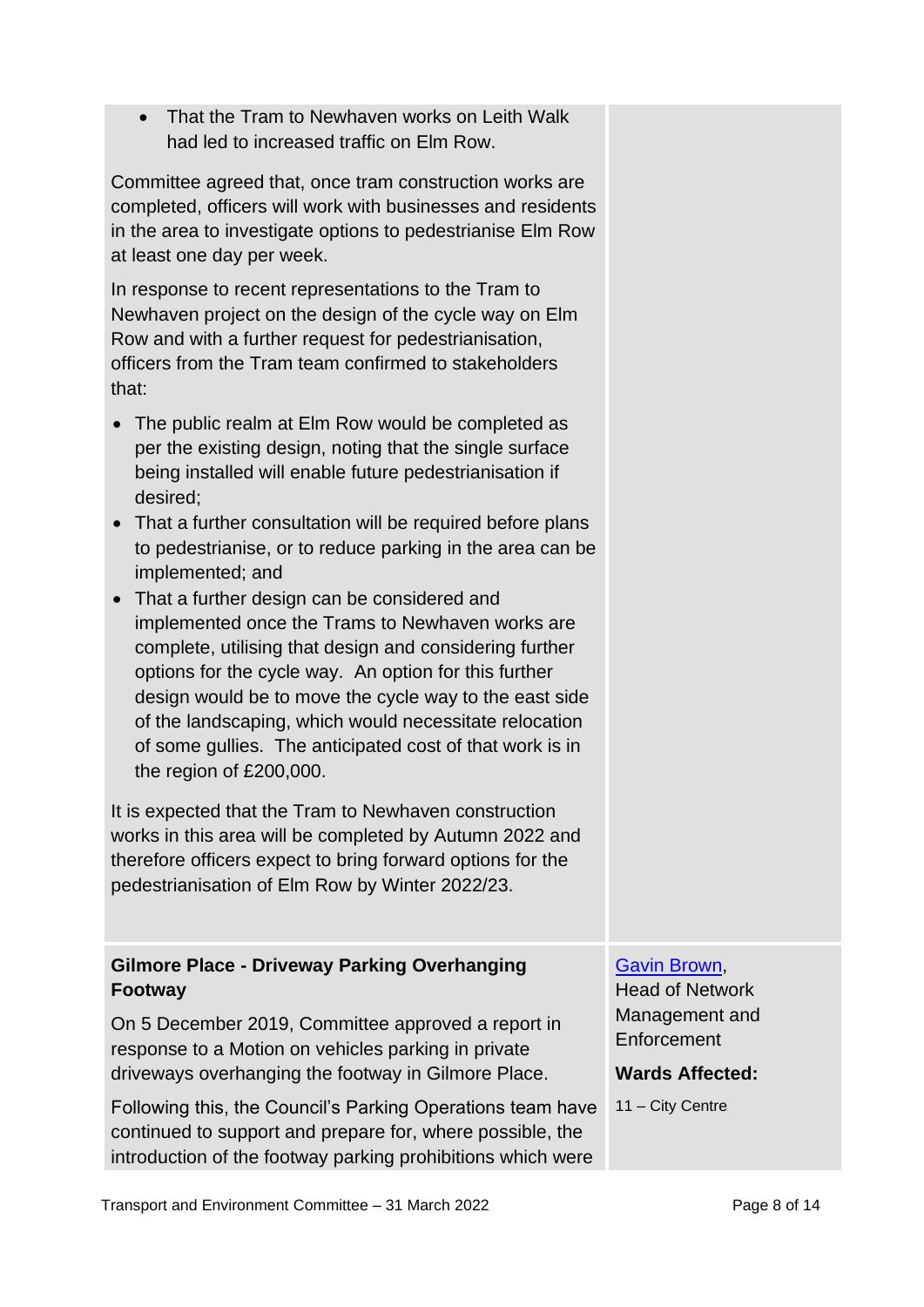- That the Tram to Newhaven works on Leith Walk had led to increased traffic on Elm Row.

Committee agreed that, once tram construction works are completed, officers will work with businesses and residents in the area to investigate options to pedestrianise Elm Row at least one day per week.

In response to recent representations to the Tram to Newhaven project on the design of the cycle way on Elm Row and with a further request for pedestrianisation, officers from the Tram team confirmed to stakeholders that:

- The public realm at Elm Row would be completed as per the existing design, noting that the single surface being installed will enable future pedestrianisation if desired;
- That a further consultation will be required before plans to pedestrianise, or to reduce parking in the area can be implemented; and
- That a further design can be considered and implemented once the Trams to Newhaven works are complete, utilising that design and considering further options for the cycle way. An option for this further design would be to move the cycle way to the east side of the landscaping, which would necessitate relocation of some gullies. The anticipated cost of that work is in the region of £200,000.

It is expected that the Tram to Newhaven construction works in this area will be completed by Autumn 2022 and therefore officers expect to bring forward options for the pedestrianisation of Elm Row by Winter 2022/23.

**Gilmore Place - Driveway Parking Overhanging Footway**

On 5 December 2019, Committee approved a report in response to a Motion on vehicles parking in private driveways overhanging the footway in Gilmore Place.

Following this, the Council's Parking Operations team have continued to support and prepare for, where possible, the introduction of the footway parking prohibitions which were

[Gavin Brown](), Head of Network Management and Enforcement

**Wards Affected:**

11 – City Centre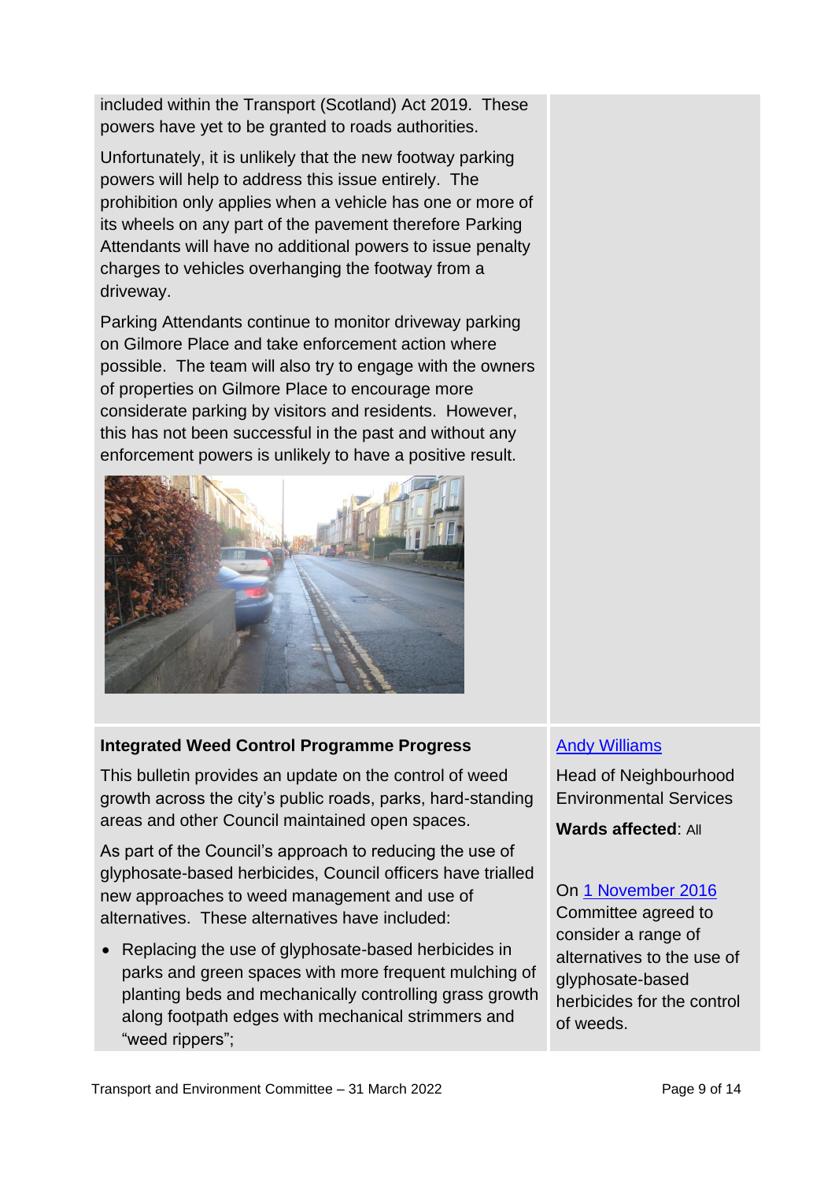included within the Transport (Scotland) Act 2019. These powers have yet to be granted to roads authorities.

Unfortunately, it is unlikely that the new footway parking powers will help to address this issue entirely. The prohibition only applies when a vehicle has one or more of its wheels on any part of the pavement therefore Parking Attendants will have no additional powers to issue penalty charges to vehicles overhanging the footway from a driveway.

Parking Attendants continue to monitor driveway parking on Gilmore Place and take enforcement action where possible. The team will also try to engage with the owners of properties on Gilmore Place to encourage more considerate parking by visitors and residents. However, this has not been successful in the past and without any enforcement powers is unlikely to have a positive result.

**Integrated Weed Control Programme Progress**

This bulletin provides an update on the control of weed growth across the city's public roads, parks, hard-standing areas and other Council maintained open spaces.

As part of the Council's approach to reducing the use of glyphosate-based herbicides, Council officers have trialled new approaches to weed management and use of alternatives. These alternatives have included:

- Replacing the use of glyphosate-based herbicides in parks and green spaces with more frequent mulching of planting beds and mechanically controlling grass growth along footpath edges with mechanical strimmers and "weed rippers";

Andy Williams

Head of Neighbourhood Environmental Services

**Wards affected**: All

On 1 November 2016 Committee agreed to consider a range of alternatives to the use of glyphosate-based herbicides for the control of weeds.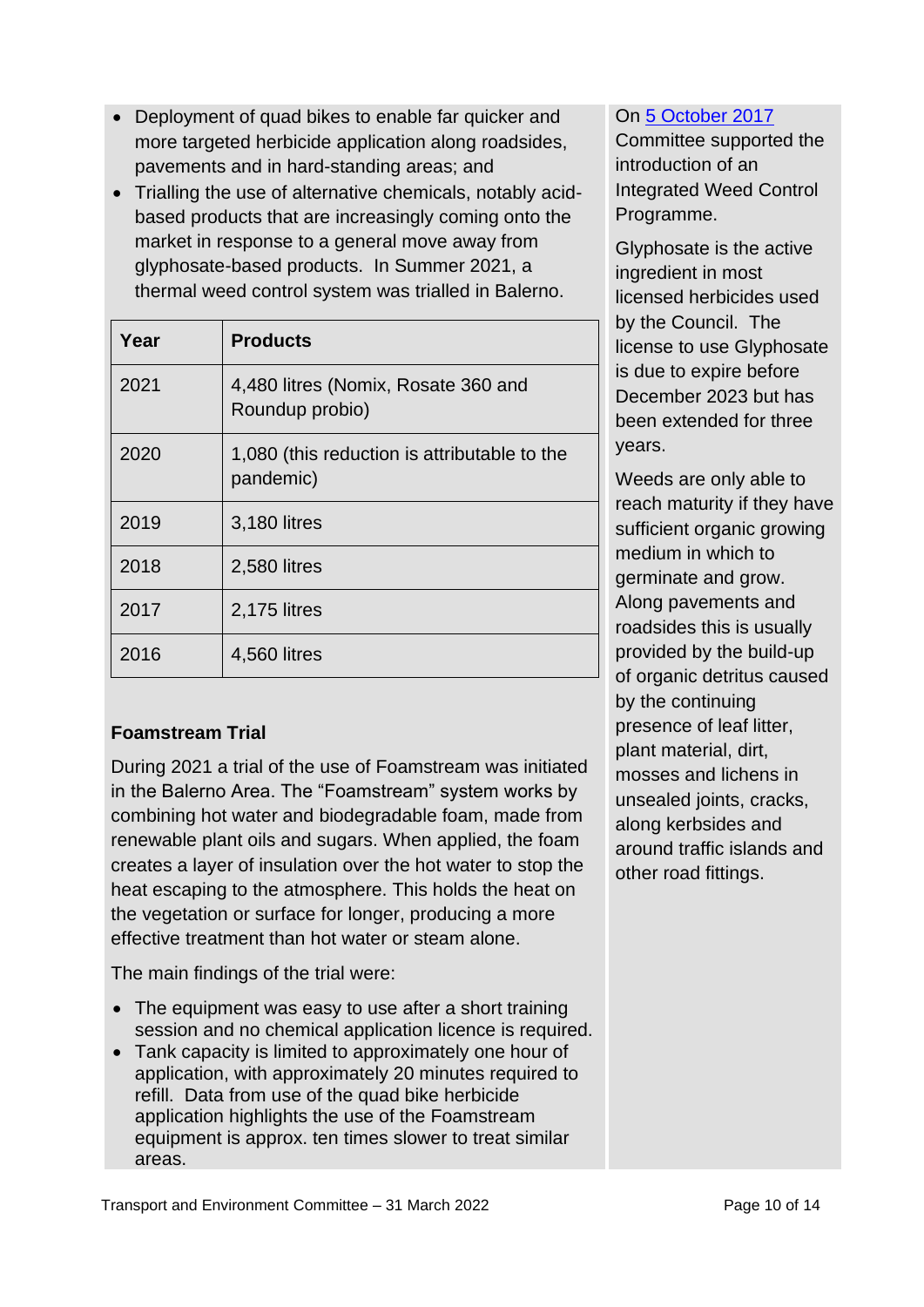- Deployment of quad bikes to enable far quicker and more targeted herbicide application along roadsides, pavements and in hard-standing areas; and
- Trialling the use of alternative chemicals, notably acid-based products that are increasingly coming onto the market in response to a general move away from glyphosate-based products. In Summer 2021, a thermal weed control system was trialled in Balerno.

| Year | Products |
|---|---|
| 2021 | 4,480 litres (Nomix, Rosate 360 and Roundup probio) |
| 2020 | 1,080 (this reduction is attributable to the pandemic) |
| 2019 | 3,180 litres |
| 2018 | 2,580 litres |
| 2017 | 2,175 litres |
| 2016 | 4,560 litres |

### Foamstream Trial

During 2021 a trial of the use of Foamstream was initiated in the Balerno Area. The "Foamstream" system works by combining hot water and biodegradable foam, made from renewable plant oils and sugars. When applied, the foam creates a layer of insulation over the hot water to stop the heat escaping to the atmosphere. This holds the heat on the vegetation or surface for longer, producing a more effective treatment than hot water or steam alone.

The main findings of the trial were:

- The equipment was easy to use after a short training session and no chemical application licence is required.
- Tank capacity is limited to approximately one hour of application, with approximately 20 minutes required to refill. Data from use of the quad bike herbicide application highlights the use of the Foamstream equipment is approx. ten times slower to treat similar areas.

On [5 October 2017](#) Committee supported the introduction of an Integrated Weed Control Programme.

Glyphosate is the active ingredient in most licensed herbicides used by the Council. The license to use Glyphosate is due to expire before December 2023 but has been extended for three years.

Weeds are only able to reach maturity if they have sufficient organic growing medium in which to germinate and grow. Along pavements and roadsides this is usually provided by the build-up of organic detritus caused by the continuing presence of leaf litter, plant material, dirt, mosses and lichens in unsealed joints, cracks, along kerbsides and around traffic islands and other road fittings.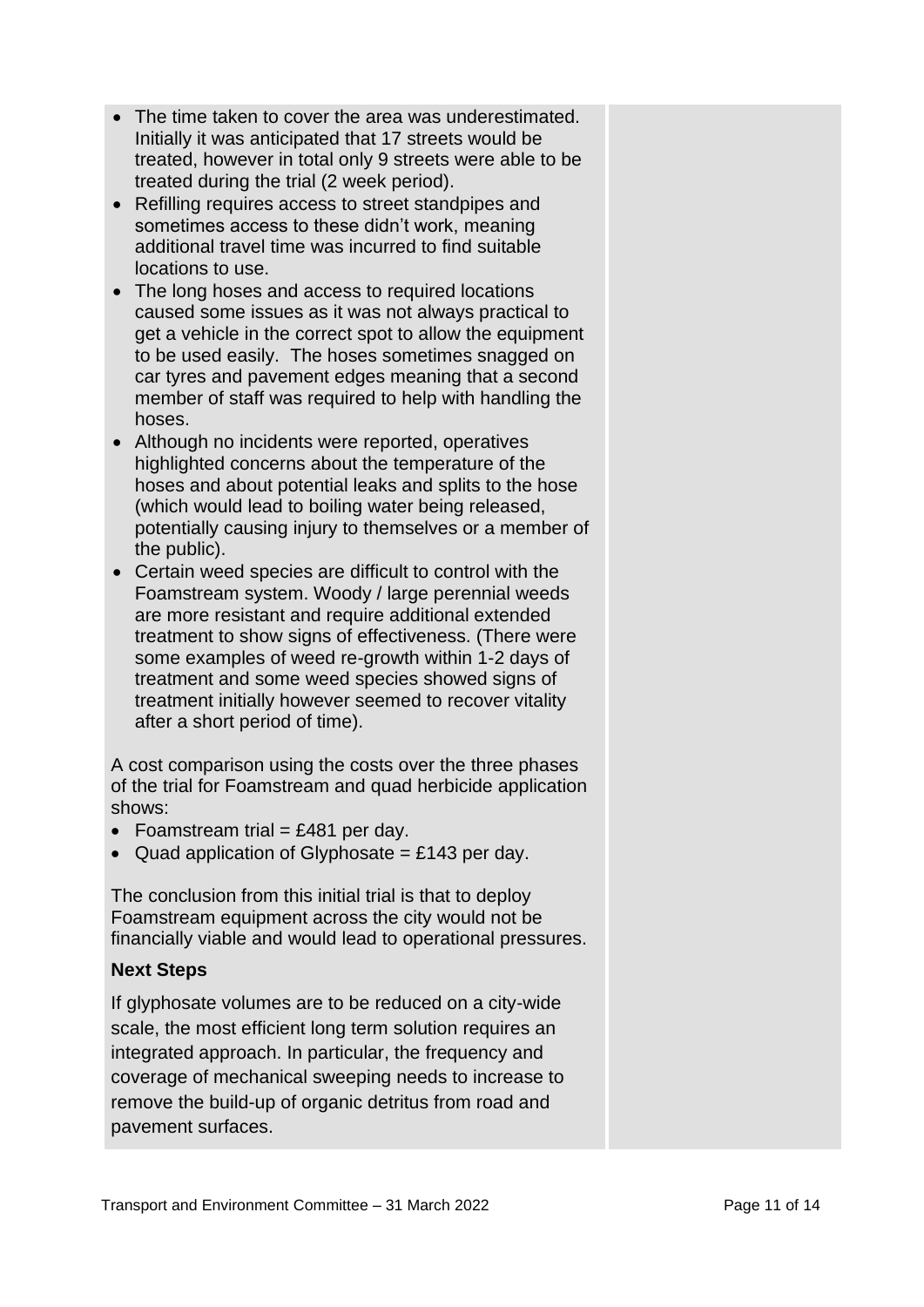- The time taken to cover the area was underestimated. Initially it was anticipated that 17 streets would be treated, however in total only 9 streets were able to be treated during the trial (2 week period).
- Refilling requires access to street standpipes and sometimes access to these didn't work, meaning additional travel time was incurred to find suitable locations to use.
- The long hoses and access to required locations caused some issues as it was not always practical to get a vehicle in the correct spot to allow the equipment to be used easily. The hoses sometimes snagged on car tyres and pavement edges meaning that a second member of staff was required to help with handling the hoses.
- Although no incidents were reported, operatives highlighted concerns about the temperature of the hoses and about potential leaks and splits to the hose (which would lead to boiling water being released, potentially causing injury to themselves or a member of the public).
- Certain weed species are difficult to control with the Foamstream system. Woody / large perennial weeds are more resistant and require additional extended treatment to show signs of effectiveness. (There were some examples of weed re-growth within 1-2 days of treatment and some weed species showed signs of treatment initially however seemed to recover vitality after a short period of time).

A cost comparison using the costs over the three phases of the trial for Foamstream and quad herbicide application shows:

- Foamstream trial = £481 per day.
- Quad application of Glyphosate = £143 per day.

The conclusion from this initial trial is that to deploy Foamstream equipment across the city would not be financially viable and would lead to operational pressures.

**Next Steps**

If glyphosate volumes are to be reduced on a city-wide scale, the most efficient long term solution requires an integrated approach. In particular, the frequency and coverage of mechanical sweeping needs to increase to remove the build-up of organic detritus from road and pavement surfaces.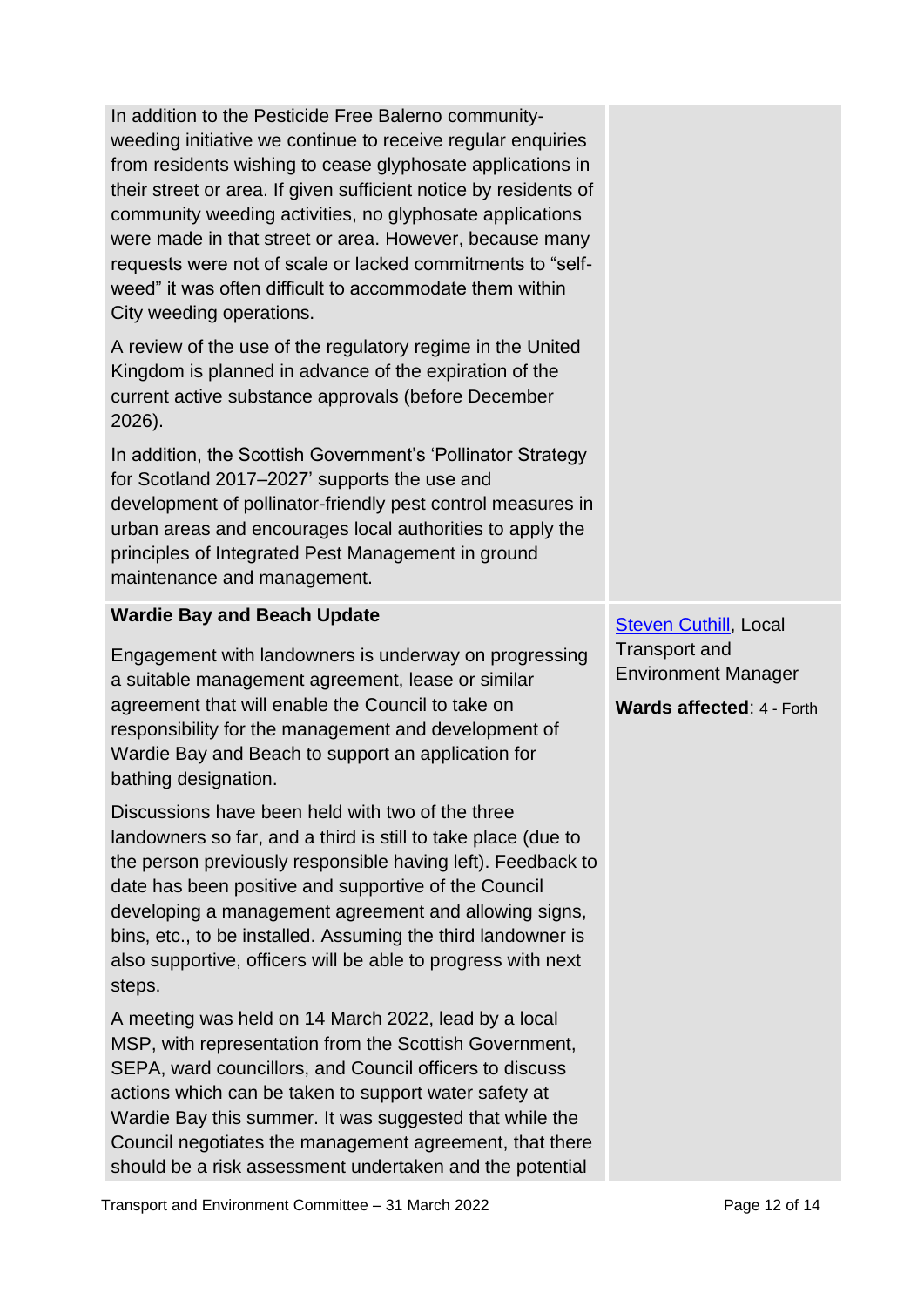| | |
|---|---|
| In addition to the Pesticide Free Balerno community-weeding initiative we continue to receive regular enquiries from residents wishing to cease glyphosate applications in their street or area. If given sufficient notice by residents of community weeding activities, no glyphosate applications were made in that street or area. However, because many requests were not of scale or lacked commitments to "self-weed" it was often difficult to accommodate them within City weeding operations.<br><br>A review of the use of the regulatory regime in the United Kingdom is planned in advance of the expiration of the current active substance approvals (before December 2026).<br><br>In addition, the Scottish Government's 'Pollinator Strategy for Scotland 2017–2027' supports the use and development of pollinator-friendly pest control measures in urban areas and encourages local authorities to apply the principles of Integrated Pest Management in ground maintenance and management. | |
| **Wardie Bay and Beach Update**<br><br>Engagement with landowners is underway on progressing a suitable management agreement, lease or similar agreement that will enable the Council to take on responsibility for the management and development of Wardie Bay and Beach to support an application for bathing designation.<br><br>Discussions have been held with two of the three landowners so far, and a third is still to take place (due to the person previously responsible having left). Feedback to date has been positive and supportive of the Council developing a management agreement and allowing signs, bins, etc., to be installed. Assuming the third landowner is also supportive, officers will be able to progress with next steps.<br><br>A meeting was held on 14 March 2022, lead by a local MSP, with representation from the Scottish Government, SEPA, ward councillors, and Council officers to discuss actions which can be taken to support water safety at Wardie Bay this summer. It was suggested that while the Council negotiates the management agreement, that there should be a risk assessment undertaken and the potential | Steven Cuthill, Local Transport and Environment Manager<br><br>**Wards affected**: 4 - Forth |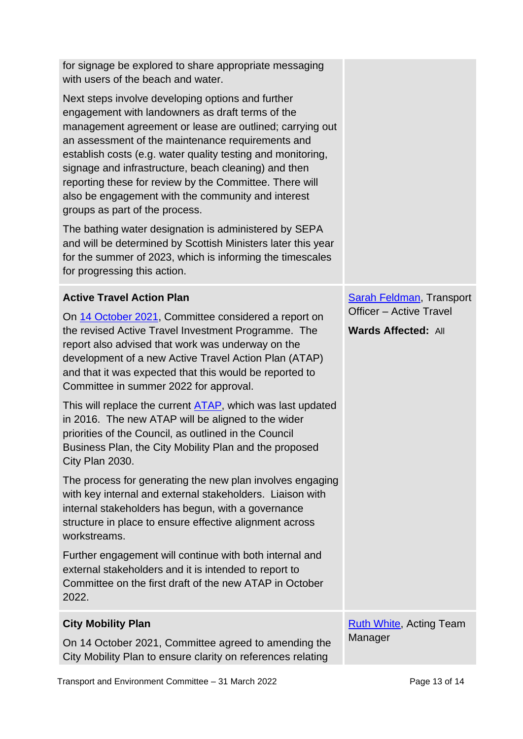| | |
|---|---|
| for signage be explored to share appropriate messaging with users of the beach and water.<br><br>Next steps involve developing options and further engagement with landowners as draft terms of the management agreement or lease are outlined; carrying out an assessment of the maintenance requirements and establish costs (e.g. water quality testing and monitoring, signage and infrastructure, beach cleaning) and then reporting these for review by the Committee. There will also be engagement with the community and interest groups as part of the process.<br><br>The bathing water designation is administered by SEPA and will be determined by Scottish Ministers later this year for the summer of 2023, which is informing the timescales for progressing this action. | |
| **Active Travel Action Plan**<br><br>On 14 October 2021, Committee considered a report on the revised Active Travel Investment Programme. The report also advised that work was underway on the development of a new Active Travel Action Plan (ATAP) and that it was expected that this would be reported to Committee in summer 2022 for approval.<br><br>This will replace the current ATAP, which was last updated in 2016. The new ATAP will be aligned to the wider priorities of the Council, as outlined in the Council Business Plan, the City Mobility Plan and the proposed City Plan 2030.<br><br>The process for generating the new plan involves engaging with key internal and external stakeholders. Liaison with internal stakeholders has begun, with a governance structure in place to ensure effective alignment across workstreams.<br><br>Further engagement will continue with both internal and external stakeholders and it is intended to report to Committee on the first draft of the new ATAP in October 2022. | Sarah Feldman, Transport Officer – Active Travel<br><br>**Wards Affected:** All |
| **City Mobility Plan**<br><br>On 14 October 2021, Committee agreed to amending the City Mobility Plan to ensure clarity on references relating | Ruth White, Acting Team Manager |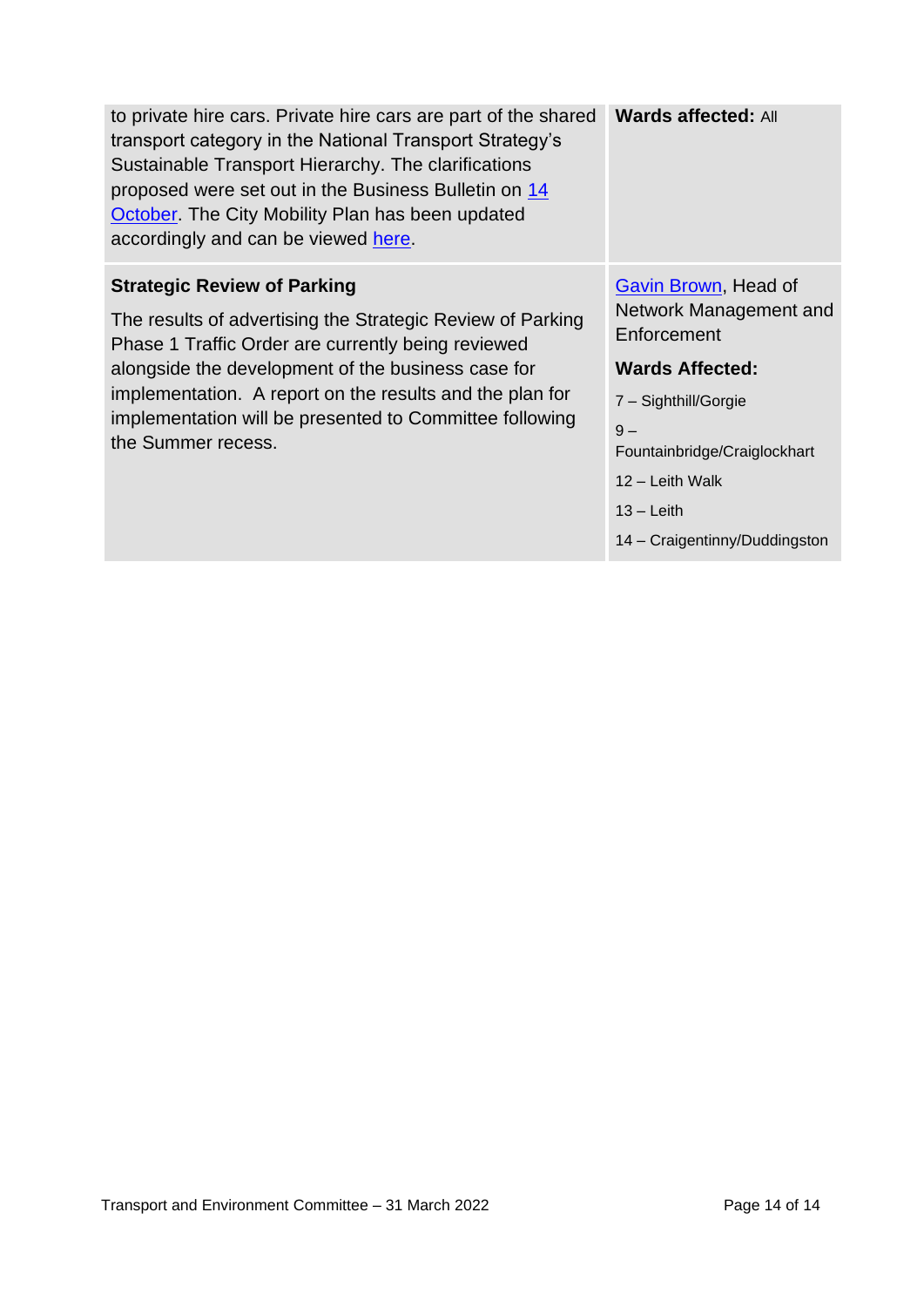| | |
|---|---|
| to private hire cars. Private hire cars are part of the shared transport category in the National Transport Strategy's Sustainable Transport Hierarchy. The clarifications proposed were set out in the Business Bulletin on 14 October. The City Mobility Plan has been updated accordingly and can be viewed here. | **Wards affected:** All |
| **Strategic Review of Parking**<br><br>The results of advertising the Strategic Review of Parking Phase 1 Traffic Order are currently being reviewed alongside the development of the business case for implementation. A report on the results and the plan for implementation will be presented to Committee following the Summer recess. | Gavin Brown, Head of Network Management and Enforcement<br><br>**Wards Affected:**<br><br>7 – Sighthill/Gorgie<br><br>9 – Fountainbridge/Craiglockhart<br><br>12 – Leith Walk<br><br>13 – Leith<br><br>14 – Craigentinny/Duddingston |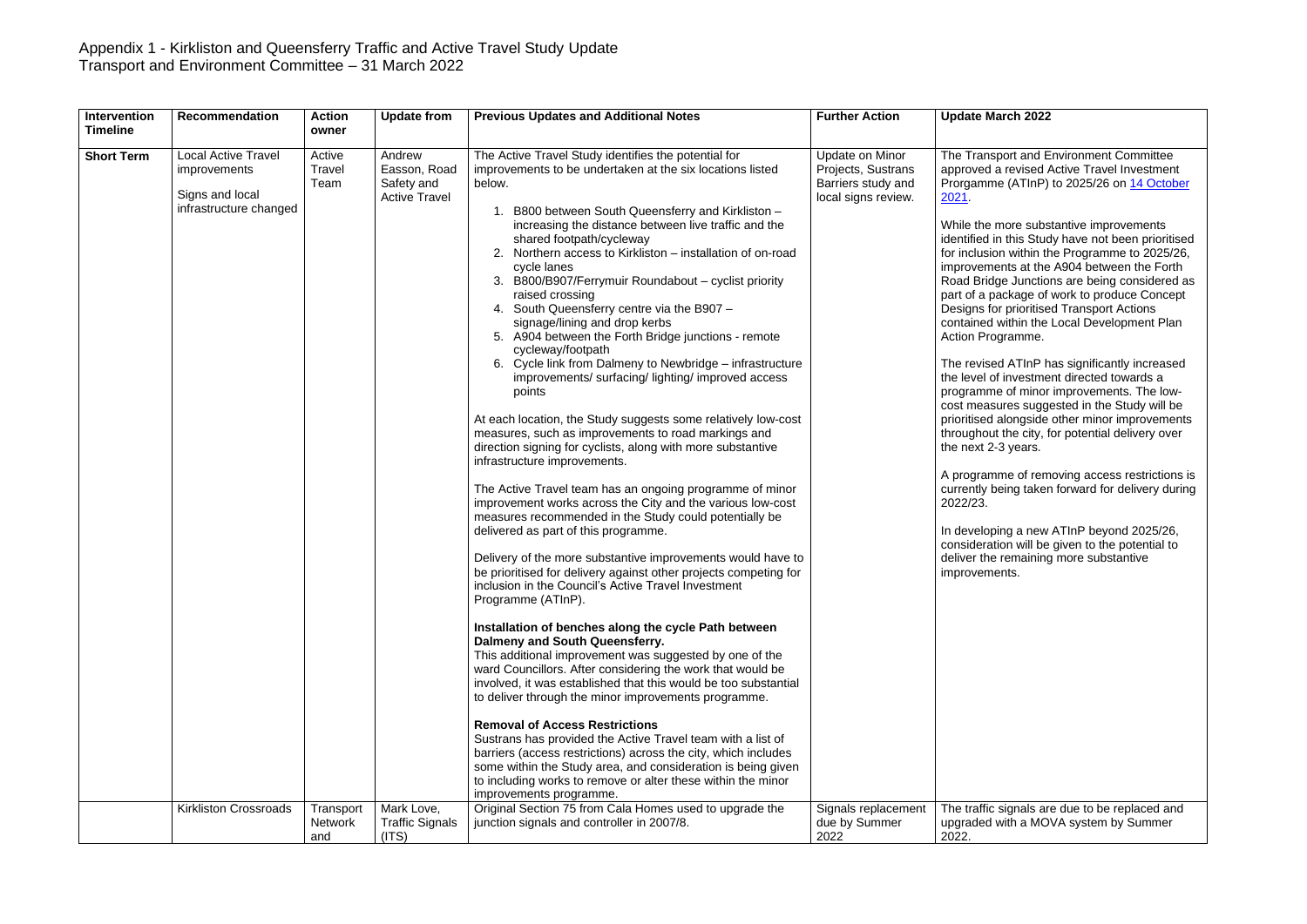Appendix 1 - Kirkliston and Queensferry Traffic and Active Travel Study Update
Transport and Environment Committee – 31 March 2022

| Intervention Timeline | Recommendation | Action owner | Update from | Previous Updates and Additional Notes | Further Action | Update March 2022 |
|---|---|---|---|---|---|---|
| **Short Term** | Local Active Travel improvements<br><br>Signs and local infrastructure changed | Active Travel Team | Andrew Easson, Road Safety and Active Travel | The Active Travel Study identifies the potential for improvements to be undertaken at the six locations listed below.<br><br>1. B800 between South Queensferry and Kirkliston – increasing the distance between live traffic and the shared footpath/cycleway<br>2. Northern access to Kirkliston – installation of on-road cycle lanes<br>3. B800/B907/Ferrymuir Roundabout – cyclist priority raised crossing<br>4. South Queensferry centre via the B907 – signage/lining and drop kerbs<br>5. A904 between the Forth Bridge junctions - remote cycleway/footpath<br>6. Cycle link from Dalmeny to Newbridge – infrastructure improvements/ surfacing/ lighting/ improved access points<br><br>At each location, the Study suggests some relatively low-cost measures, such as improvements to road markings and direction signing for cyclists, along with more substantive infrastructure improvements.<br><br>The Active Travel team has an ongoing programme of minor improvement works across the City and the various low-cost measures recommended in the Study could potentially be delivered as part of this programme.<br><br>Delivery of the more substantive improvements would have to be prioritised for delivery against other projects competing for inclusion in the Council's Active Travel Investment Programme (ATInP).<br><br>**Installation of benches along the cycle Path between Dalmeny and South Queensferry.**<br>This additional improvement was suggested by one of the ward Councillors. After considering the work that would be involved, it was established that this would be too substantial to deliver through the minor improvements programme.<br><br>**Removal of Access Restrictions**<br>Sustrans has provided the Active Travel team with a list of barriers (access restrictions) across the city, which includes some within the Study area, and consideration is being given to including works to remove or alter these within the minor improvements programme. | Update on Minor Projects, Sustrans Barriers study and local signs review. | The Transport and Environment Committee approved a revised Active Travel Investment Prorgamme (ATInP) to 2025/26 on 14 October 2021.<br><br>While the more substantive improvements identified in this Study have not been prioritised for inclusion within the Programme to 2025/26, improvements at the A904 between the Forth Road Bridge Junctions are being considered as part of a package of work to produce Concept Designs for prioritised Transport Actions contained within the Local Development Plan Action Programme.<br><br>The revised ATInP has significantly increased the level of investment directed towards a programme of minor improvements. The low-cost measures suggested in the Study will be prioritised alongside other minor improvements throughout the city, for potential delivery over the next 2-3 years.<br><br>A programme of removing access restrictions is currently being taken forward for delivery during 2022/23.<br><br>In developing a new ATInP beyond 2025/26, consideration will be given to the potential to deliver the remaining more substantive improvements. |
| | Kirkliston Crossroads | Transport Network and | Mark Love, Traffic Signals (ITS) | Original Section 75 from Cala Homes used to upgrade the junction signals and controller in 2007/8. | Signals replacement due by Summer 2022 | The traffic signals are due to be replaced and upgraded with a MOVA system by Summer 2022. |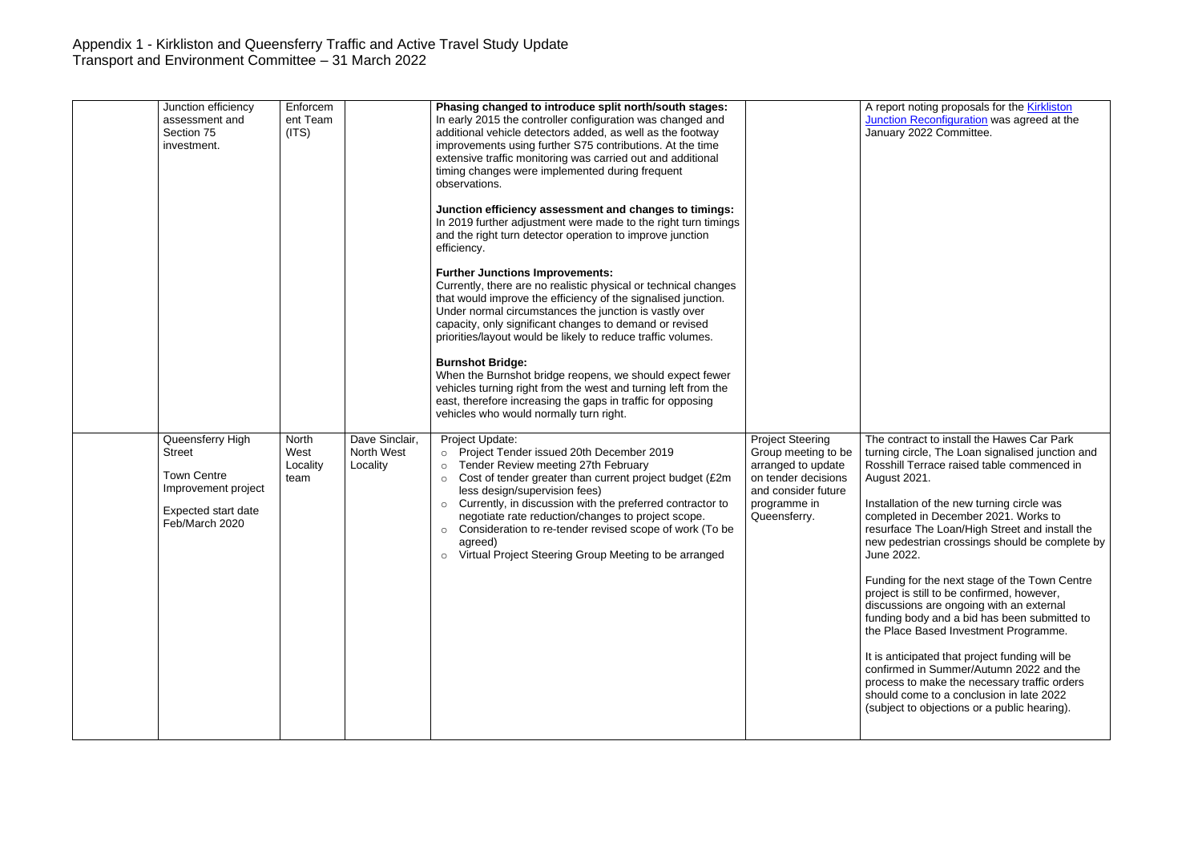# Appendix 1 - Kirkliston and Queensferry Traffic and Active Travel Study Update
Transport and Environment Committee – 31 March 2022

| | | | | | | |
|---|---|---|---|---|---|---|
| | Junction efficiency assessment and Section 75 investment. | Enforcement Team (ITS) | | **Phasing changed to introduce split north/south stages:** In early 2015 the controller configuration was changed and additional vehicle detectors added, as well as the footway improvements using further S75 contributions. At the time extensive traffic monitoring was carried out and additional timing changes were implemented during frequent observations.<br><br>**Junction efficiency assessment and changes to timings:** In 2019 further adjustment were made to the right turn timings and the right turn detector operation to improve junction efficiency.<br><br>**Further Junctions Improvements:** Currently, there are no realistic physical or technical changes that would improve the efficiency of the signalised junction. Under normal circumstances the junction is vastly over capacity, only significant changes to demand or revised priorities/layout would be likely to reduce traffic volumes.<br><br>**Burnshot Bridge:** When the Burnshot bridge reopens, we should expect fewer vehicles turning right from the west and turning left from the east, therefore increasing the gaps in traffic for opposing vehicles who would normally turn right. | | A report noting proposals for the Kirkliston Junction Reconfiguration was agreed at the January 2022 Committee. |
| | Queensferry High Street<br><br>Town Centre Improvement project<br><br>Expected start date Feb/March 2020 | North West Locality team | Dave Sinclair, North West Locality | Project Update:<br>○ Project Tender issued 20th December 2019<br>○ Tender Review meeting 27th February<br>○ Cost of tender greater than current project budget (£2m less design/supervision fees)<br>○ Currently, in discussion with the preferred contractor to negotiate rate reduction/changes to project scope.<br>○ Consideration to re-tender revised scope of work (To be agreed)<br>○ Virtual Project Steering Group Meeting to be arranged | Project Steering Group meeting to be arranged to update on tender decisions and consider future programme in Queensferry. | The contract to install the Hawes Car Park turning circle, The Loan signalised junction and Rosshill Terrace raised table commenced in August 2021.<br><br>Installation of the new turning circle was completed in December 2021. Works to resurface The Loan/High Street and install the new pedestrian crossings should be complete by June 2022.<br><br>Funding for the next stage of the Town Centre project is still to be confirmed, however, discussions are ongoing with an external funding body and a bid has been submitted to the Place Based Investment Programme.<br><br>It is anticipated that project funding will be confirmed in Summer/Autumn 2022 and the process to make the necessary traffic orders should come to a conclusion in late 2022 (subject to objections or a public hearing). |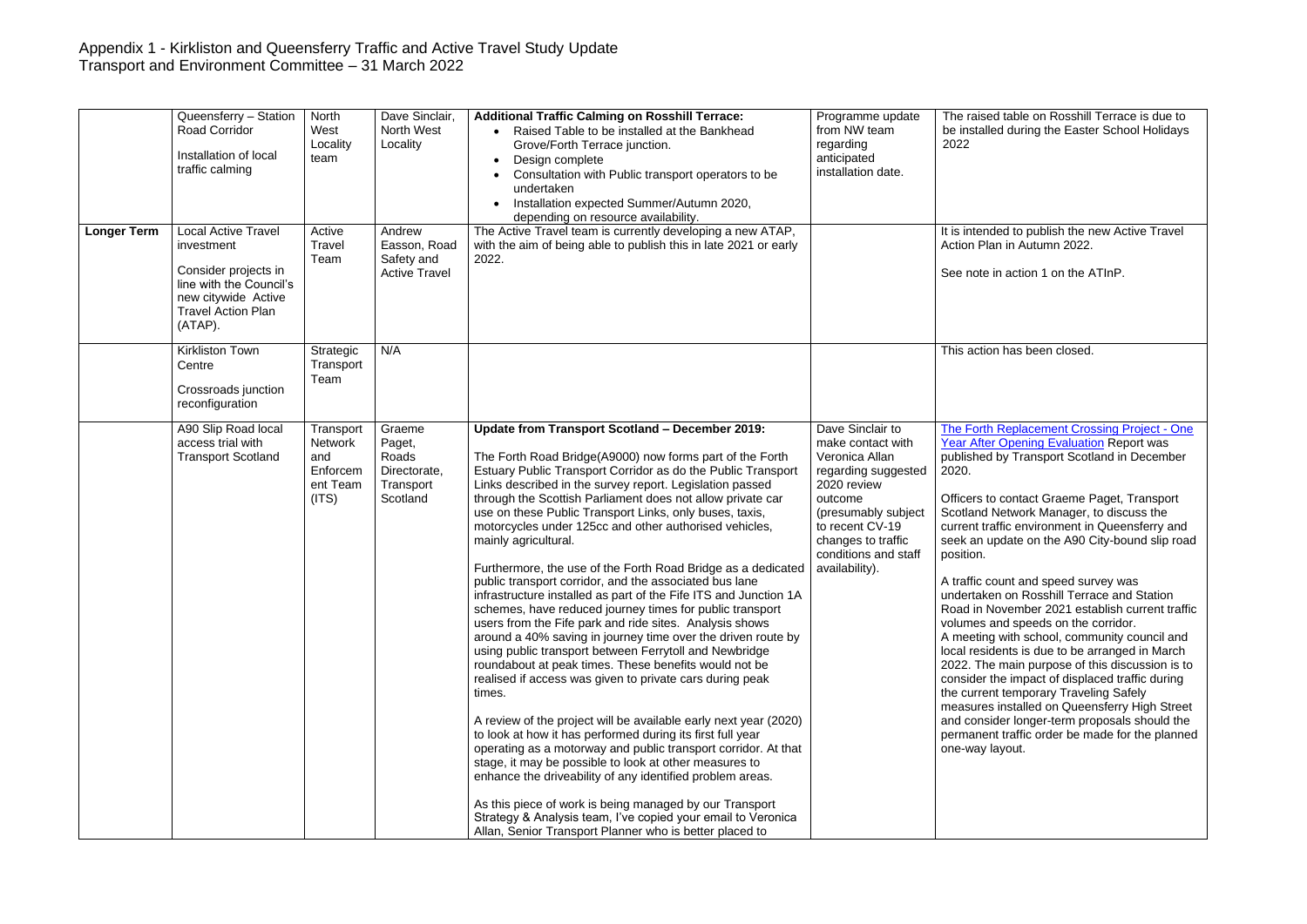# Appendix 1 - Kirkliston and Queensferry Traffic and Active Travel Study Update
Transport and Environment Committee – 31 March 2022

| | | | | | | |
|---|---|---|---|---|---|---|
| | Queensferry – Station Road Corridor<br><br>Installation of local traffic calming | North West Locality team | Dave Sinclair, North West Locality | **Additional Traffic Calming on Rosshill Terrace:**<br>• Raised Table to be installed at the Bankhead Grove/Forth Terrace junction.<br>• Design complete<br>• Consultation with Public transport operators to be undertaken<br>• Installation expected Summer/Autumn 2020, depending on resource availability. | Programme update from NW team regarding anticipated installation date. | The raised table on Rosshill Terrace is due to be installed during the Easter School Holidays 2022 |
| **Longer Term** | Local Active Travel investment<br><br>Consider projects in line with the Council's new citywide Active Travel Action Plan (ATAP). | Active Travel Team | Andrew Easson, Road Safety and Active Travel | The Active Travel team is currently developing a new ATAP, with the aim of being able to publish this in late 2021 or early 2022. | | It is intended to publish the new Active Travel Action Plan in Autumn 2022.<br><br>See note in action 1 on the ATInP. |
| | Kirkliston Town Centre<br><br>Crossroads junction reconfiguration | Strategic Transport Team | N/A | | | This action has been closed. |
| | A90 Slip Road local access trial with Transport Scotland | Transport Network and Enforcement Team (ITS) | Graeme Paget, Roads Directorate, Transport Scotland | **Update from Transport Scotland – December 2019:**<br><br>The Forth Road Bridge(A9000) now forms part of the Forth Estuary Public Transport Corridor as do the Public Transport Links described in the survey report. Legislation passed through the Scottish Parliament does not allow private car use on these Public Transport Links, only buses, taxis, motorcycles under 125cc and other authorised vehicles, mainly agricultural.<br><br>Furthermore, the use of the Forth Road Bridge as a dedicated public transport corridor, and the associated bus lane infrastructure installed as part of the Fife ITS and Junction 1A schemes, have reduced journey times for public transport users from the Fife park and ride sites. Analysis shows around a 40% saving in journey time over the driven route by using public transport between Ferrytoll and Newbridge roundabout at peak times. These benefits would not be realised if access was given to private cars during peak times.<br><br>A review of the project will be available early next year (2020) to look at how it has performed during its first full year operating as a motorway and public transport corridor. At that stage, it may be possible to look at other measures to enhance the driveability of any identified problem areas.<br><br>As this piece of work is being managed by our Transport Strategy & Analysis team, I've copied your email to Veronica Allan, Senior Transport Planner who is better placed to | Dave Sinclair to make contact with Veronica Allan regarding suggested 2020 review outcome (presumably subject to recent CV-19 changes to traffic conditions and staff availability). | [The Forth Replacement Crossing Project - One Year After Opening Evaluation] Report was published by Transport Scotland in December 2020.<br><br>Officers to contact Graeme Paget, Transport Scotland Network Manager, to discuss the current traffic environment in Queensferry and seek an update on the A90 City-bound slip road position.<br><br>A traffic count and speed survey was undertaken on Rosshill Terrace and Station Road in November 2021 establish current traffic volumes and speeds on the corridor.<br>A meeting with school, community council and local residents is due to be arranged in March 2022. The main purpose of this discussion is to consider the impact of displaced traffic during the current temporary Traveling Safely measures installed on Queensferry High Street and consider longer-term proposals should the permanent traffic order be made for the planned one-way layout. |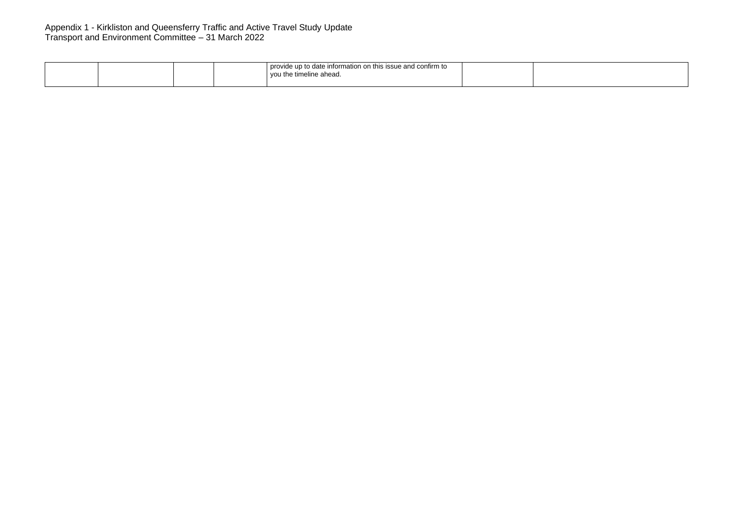| | | | | | | |
|---|---|---|---|---|---|---|
| | | | | provide up to date information on this issue and confirm to you the timeline ahead. | | |